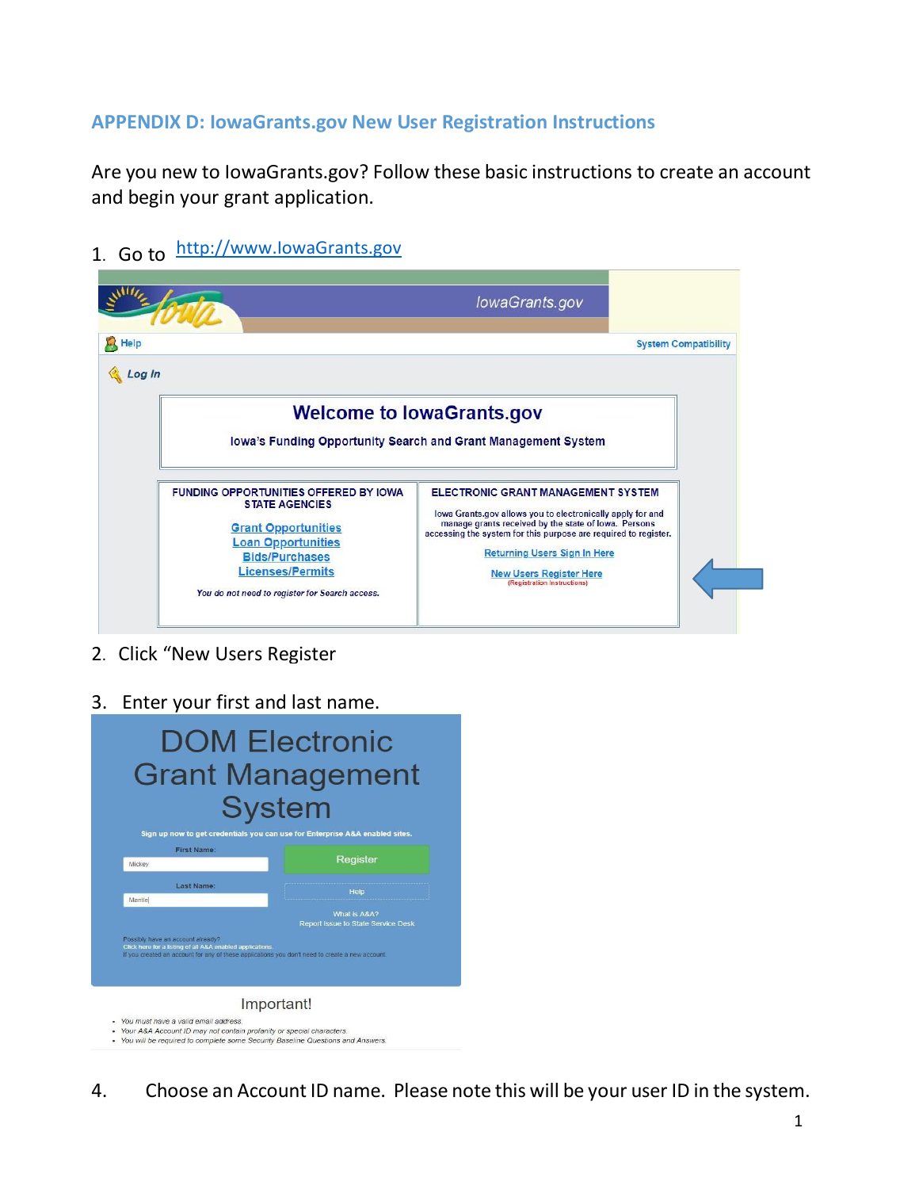## APPENDIX D: IowaGrants.gov New User Registration Instructions

Are you new to IowaGrants.gov? Follow these basic instructions to create an account and begin your grant application.

1. Go to [http://www.IowaGrants.gov](http://www.IowaGrants.gov)

IowaGrants.gov

Help

System Compatibility

Log In

**Welcome to IowaGrants.gov**

Iowa's Funding Opportunity Search and Grant Management System

FUNDING OPPORTUNITIES OFFERED BY IOWA STATE AGENCIES

Grant Opportunities
Loan Opportunities
Bids/Purchases
Licenses/Permits

*You do not need to register for Search access.*

ELECTRONIC GRANT MANAGEMENT SYSTEM

Iowa Grants.gov allows you to electronically apply for and manage grants received by the state of Iowa. Persons accessing the system for this purpose are required to register.

Returning Users Sign In Here

New Users Register Here
(Registration Instructions)

2. Click "New Users Register

3. Enter your first and last name.

DOM Electronic Grant Management System

Sign up now to get credentials you can use for Enterprise A&A enabled sites.

First Name: Mickey

Last Name: Mantle

Register

Help

What is A&A?
Report Issue to State Service Desk

Possibly have an account already?
Click here for a listing of all A&A enabled applications.
If you created an account for any of these applications you don't need to create a new account.

Important!

- You must have a valid email address.
- Your A&A Account ID may not contain profanity or special characters.
- You will be required to complete some Security Baseline Questions and Answers.

4. Choose an Account ID name. Please note this will be your user ID in the system.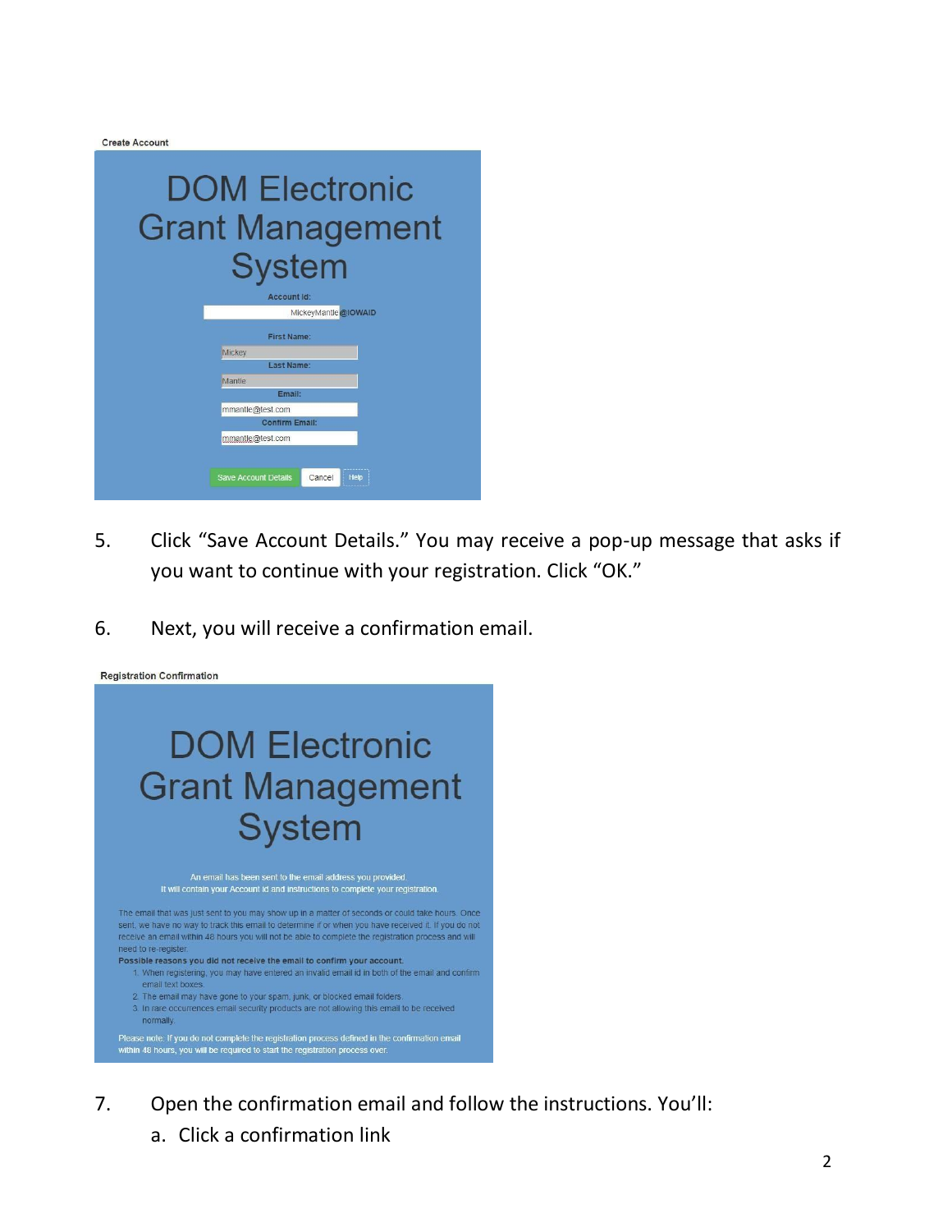Create Account

DOM Electronic Grant Management System

Account Id: MickeyMantle @IOWAID

First Name: Mickey

Last Name: Mantle

Email: mmantle@test.com

Confirm Email: mmantle@test.com

Save Account Details | Cancel | Help

5. Click “Save Account Details.” You may receive a pop-up message that asks if you want to continue with your registration. Click “OK.”

6. Next, you will receive a confirmation email.

Registration Confirmation

DOM Electronic Grant Management System

An email has been sent to the email address you provided.
It will contain your Account id and instructions to complete your registration.

The email that was just sent to you may show up in a matter of seconds or could take hours. Once sent, we have no way to track this email to determine if or when you have received it. If you do not receive an email within 48 hours you will not be able to complete the registration process and will need to re-register.

**Possible reasons you did not receive the email to confirm your account.**

1. When registering, you may have entered an invalid email id in both of the email and confirm email text boxes.
2. The email may have gone to your spam, junk, or blocked email folders.
3. In rare occurrences email security products are not allowing this email to be received normally.

Please note: If you do not complete the registration process defined in the confirmation email within 48 hours, you will be required to start the registration process over.

7. Open the confirmation email and follow the instructions. You’ll:
   a. Click a confirmation link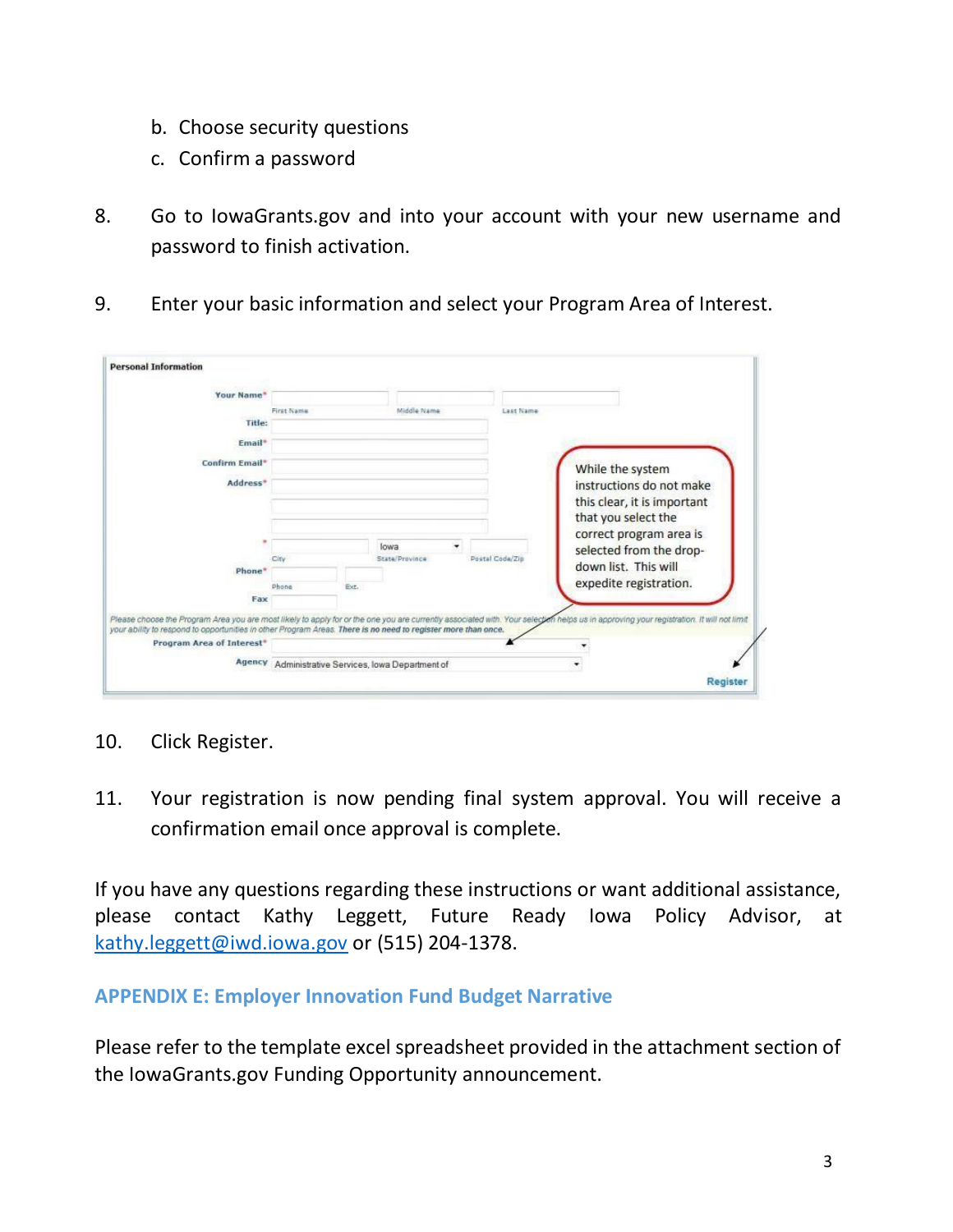b. Choose security questions
   c. Confirm a password

8. Go to IowaGrants.gov and into your account with your new username and password to finish activation.

9. Enter your basic information and select your Program Area of Interest.

10. Click Register.

11. Your registration is now pending final system approval. You will receive a confirmation email once approval is complete.

If you have any questions regarding these instructions or want additional assistance, please contact Kathy Leggett, Future Ready Iowa Policy Advisor, at kathy.leggett@iwd.iowa.gov or (515) 204-1378.

## APPENDIX E: Employer Innovation Fund Budget Narrative

Please refer to the template excel spreadsheet provided in the attachment section of the IowaGrants.gov Funding Opportunity announcement.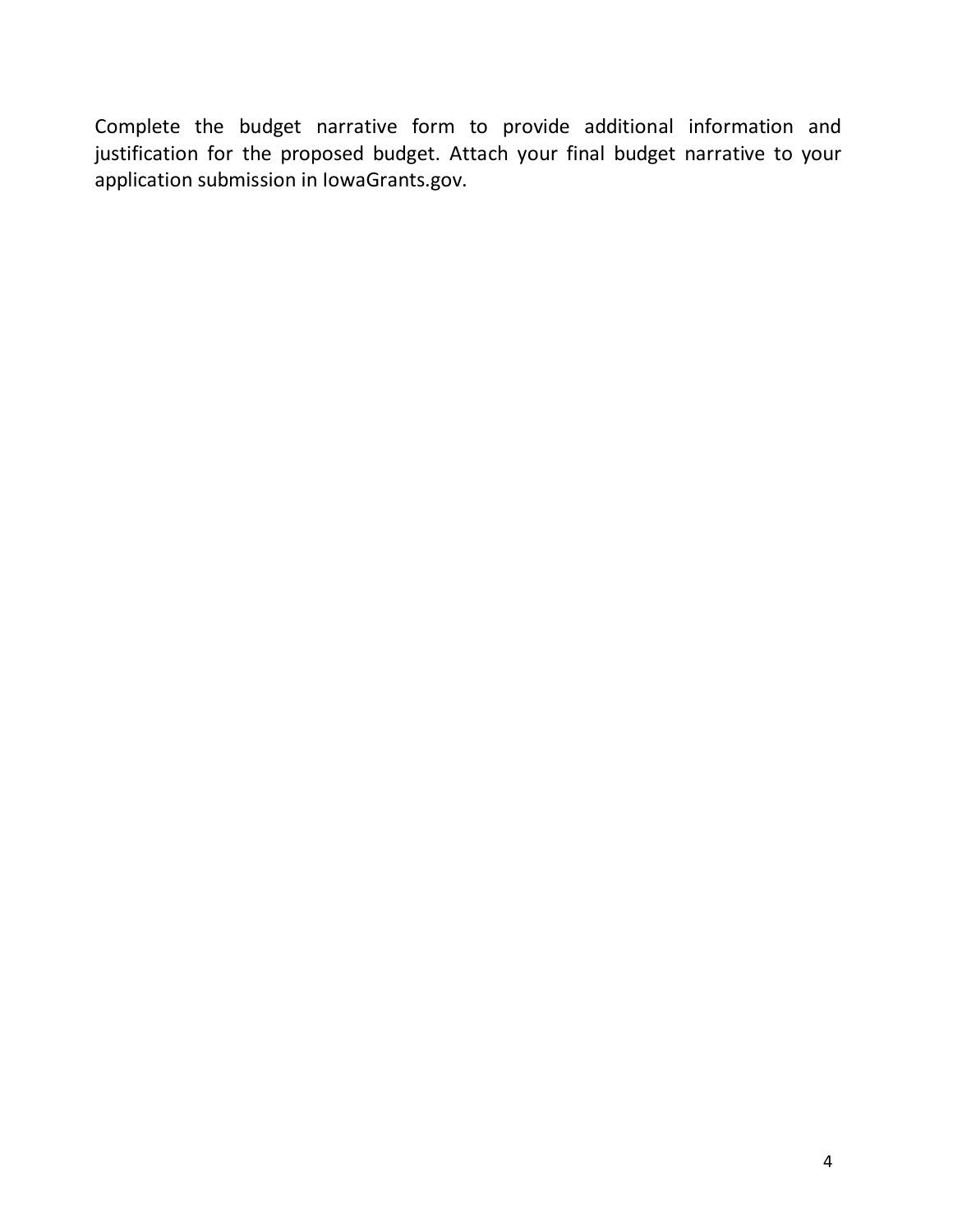Complete the budget narrative form to provide additional information and justification for the proposed budget. Attach your final budget narrative to your application submission in IowaGrants.gov.